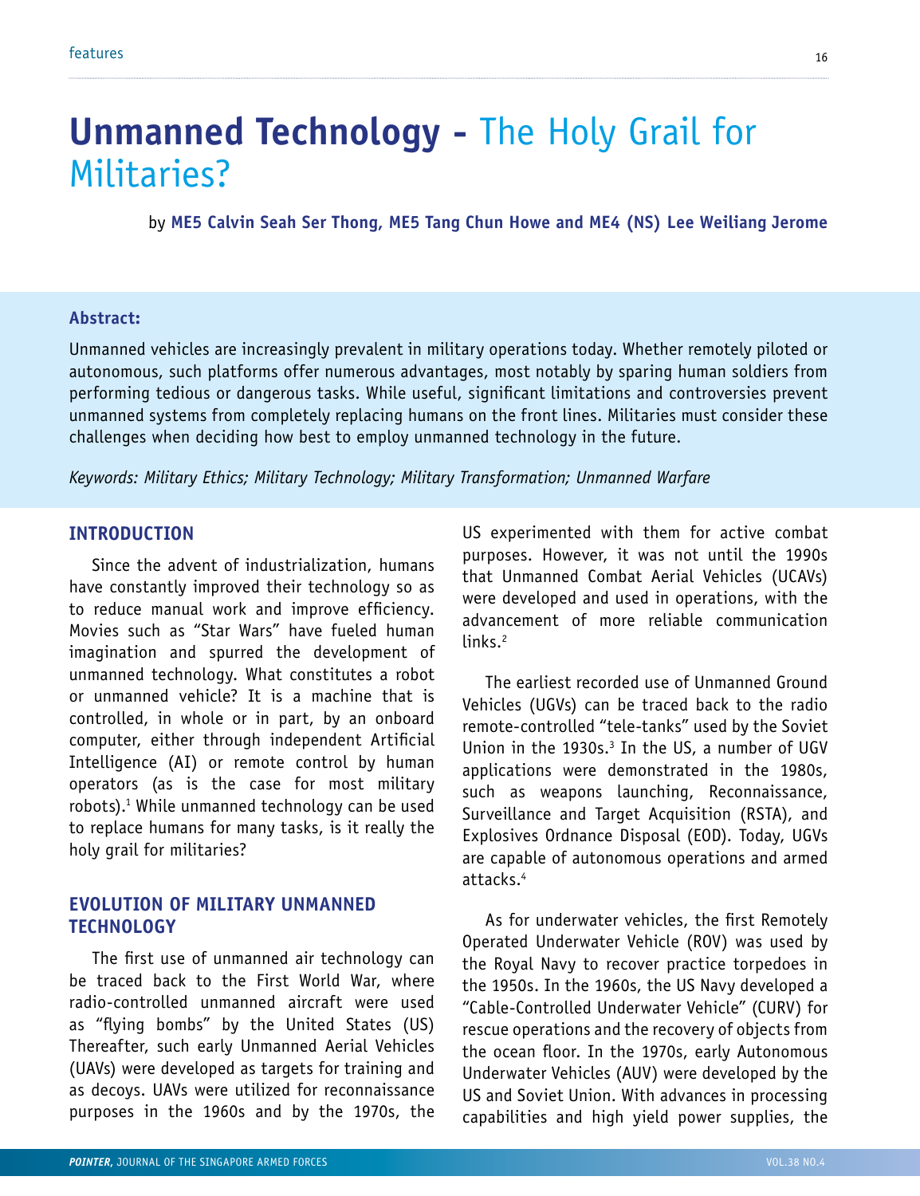# Unmanned Technology - The Holy Grail for Militaries?

by **ME5 Calvin Seah Ser Thong, ME5 Tang Chun Howe and ME4 (NS) Lee Weiliang Jerome**

**Abstract:**

Unmanned vehicles are increasingly prevalent in military operations today. Whether remotely piloted or autonomous, such platforms offer numerous advantages, most notably by sparing human soldiers from performing tedious or dangerous tasks. While useful, significant limitations and controversies prevent unmanned systems from completely replacing humans on the front lines. Militaries must consider these challenges when deciding how best to employ unmanned technology in the future.

*Keywords: Military Ethics; Military Technology; Military Transformation; Unmanned Warfare*

## INTRODUCTION

Since the advent of industrialization, humans have constantly improved their technology so as to reduce manual work and improve efficiency. Movies such as "Star Wars" have fueled human imagination and spurred the development of unmanned technology. What constitutes a robot or unmanned vehicle? It is a machine that is controlled, in whole or in part, by an onboard computer, either through independent Artificial Intelligence (AI) or remote control by human operators (as is the case for most military robots).[1] While unmanned technology can be used to replace humans for many tasks, is it really the holy grail for militaries?

## EVOLUTION OF MILITARY UNMANNED TECHNOLOGY

The first use of unmanned air technology can be traced back to the First World War, where radio-controlled unmanned aircraft were used as "flying bombs" by the United States (US) Thereafter, such early Unmanned Aerial Vehicles (UAVs) were developed as targets for training and as decoys. UAVs were utilized for reconnaissance purposes in the 1960s and by the 1970s, the US experimented with them for active combat purposes. However, it was not until the 1990s that Unmanned Combat Aerial Vehicles (UCAVs) were developed and used in operations, with the advancement of more reliable communication links.[2]

The earliest recorded use of Unmanned Ground Vehicles (UGVs) can be traced back to the radio remote-controlled "tele-tanks" used by the Soviet Union in the 1930s.[3] In the US, a number of UGV applications were demonstrated in the 1980s, such as weapons launching, Reconnaissance, Surveillance and Target Acquisition (RSTA), and Explosives Ordnance Disposal (EOD). Today, UGVs are capable of autonomous operations and armed attacks.[4]

As for underwater vehicles, the first Remotely Operated Underwater Vehicle (ROV) was used by the Royal Navy to recover practice torpedoes in the 1950s. In the 1960s, the US Navy developed a "Cable-Controlled Underwater Vehicle" (CURV) for rescue operations and the recovery of objects from the ocean floor. In the 1970s, early Autonomous Underwater Vehicles (AUV) were developed by the US and Soviet Union. With advances in processing capabilities and high yield power supplies, the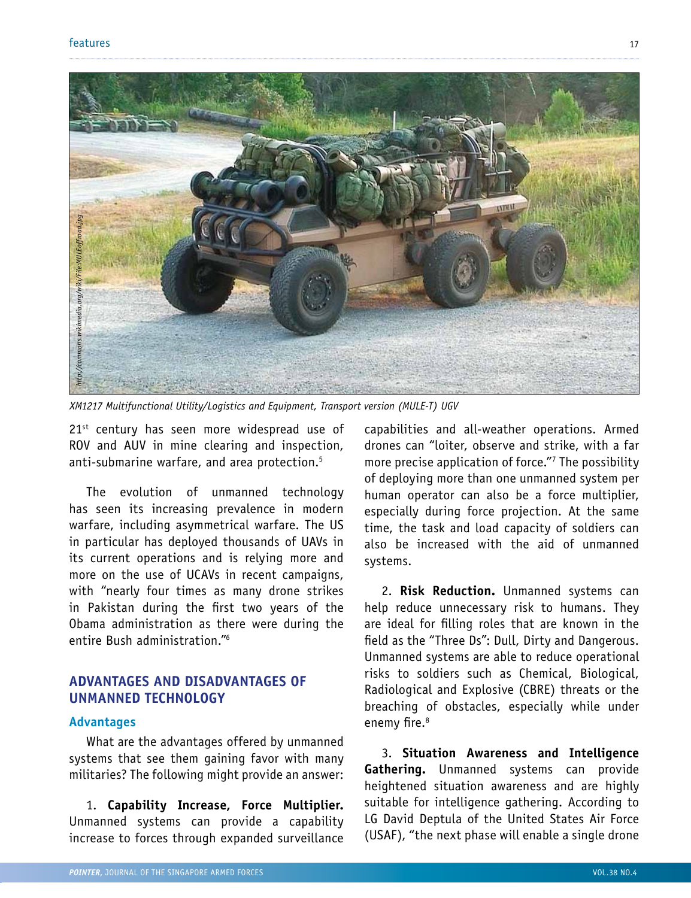XM1217 Multifunctional Utility/Logistics and Equipment, Transport version (MULE-T) UGV

21st century has seen more widespread use of ROV and AUV in mine clearing and inspection, anti-submarine warfare, and area protection.[5]

The evolution of unmanned technology has seen its increasing prevalence in modern warfare, including asymmetrical warfare. The US in particular has deployed thousands of UAVs in its current operations and is relying more and more on the use of UCAVs in recent campaigns, with "nearly four times as many drone strikes in Pakistan during the first two years of the Obama administration as there were during the entire Bush administration."[6]

## ADVANTAGES AND DISADVANTAGES OF UNMANNED TECHNOLOGY

### Advantages

What are the advantages offered by unmanned systems that see them gaining favor with many militaries? The following might provide an answer:

1. **Capability Increase, Force Multiplier.** Unmanned systems can provide a capability increase to forces through expanded surveillance capabilities and all-weather operations. Armed drones can "loiter, observe and strike, with a far more precise application of force."[7] The possibility of deploying more than one unmanned system per human operator can also be a force multiplier, especially during force projection. At the same time, the task and load capacity of soldiers can also be increased with the aid of unmanned systems.

2. **Risk Reduction.** Unmanned systems can help reduce unnecessary risk to humans. They are ideal for filling roles that are known in the field as the "Three Ds": Dull, Dirty and Dangerous. Unmanned systems are able to reduce operational risks to soldiers such as Chemical, Biological, Radiological and Explosive (CBRE) threats or the breaching of obstacles, especially while under enemy fire.[8]

3. **Situation Awareness and Intelligence Gathering.** Unmanned systems can provide heightened situation awareness and are highly suitable for intelligence gathering. According to LG David Deptula of the United States Air Force (USAF), "the next phase will enable a single drone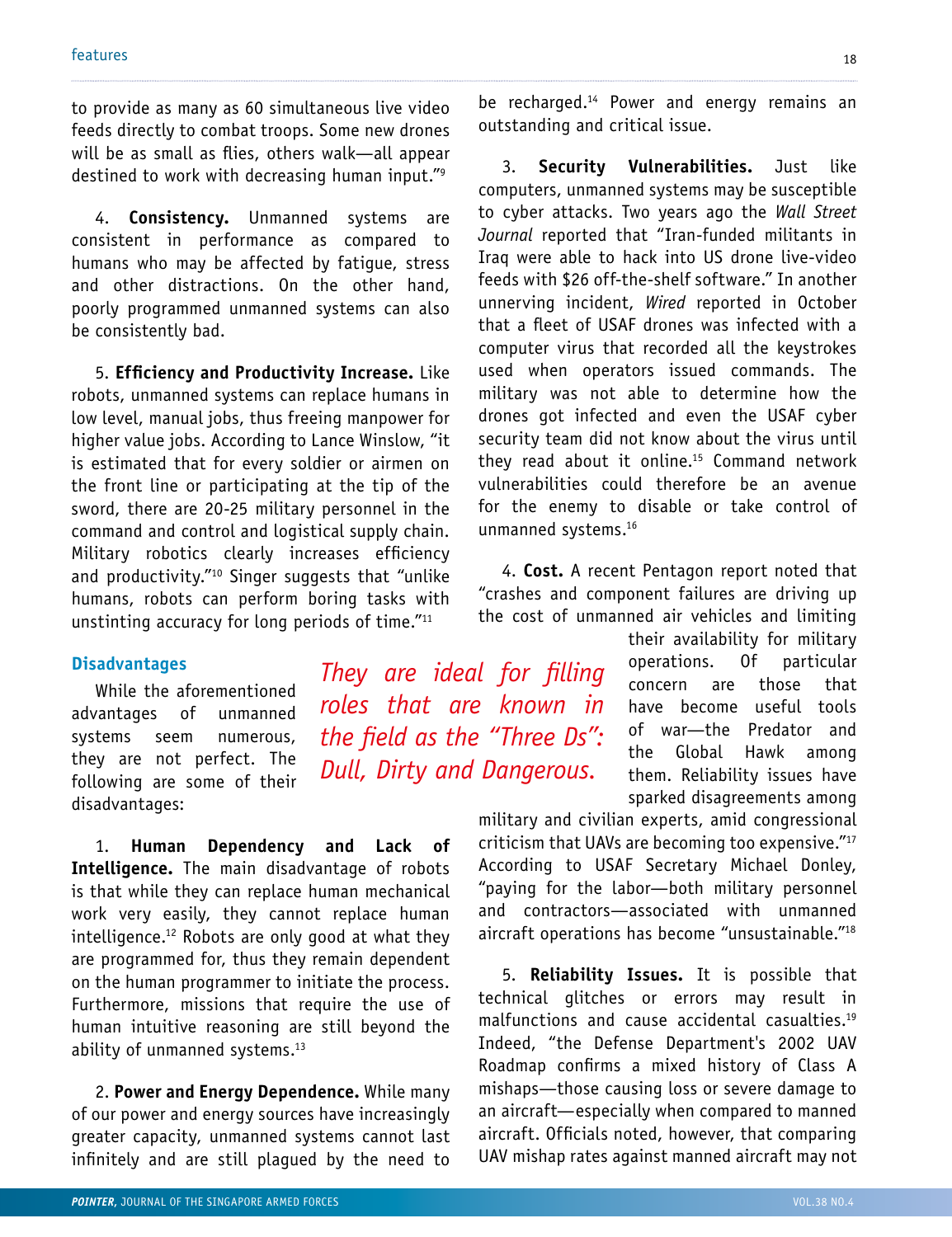to provide as many as 60 simultaneous live video feeds directly to combat troops. Some new drones will be as small as flies, others walk—all appear destined to work with decreasing human input."[9]

4. **Consistency.** Unmanned systems are consistent in performance as compared to humans who may be affected by fatigue, stress and other distractions. On the other hand, poorly programmed unmanned systems can also be consistently bad.

5. **Efficiency and Productivity Increase.** Like robots, unmanned systems can replace humans in low level, manual jobs, thus freeing manpower for higher value jobs. According to Lance Winslow, "it is estimated that for every soldier or airmen on the front line or participating at the tip of the sword, there are 20-25 military personnel in the command and control and logistical supply chain. Military robotics clearly increases efficiency and productivity."[10] Singer suggests that "unlike humans, robots can perform boring tasks with unstinting accuracy for long periods of time."[11]

### Disadvantages

While the aforementioned advantages of unmanned systems seem numerous, they are not perfect. The following are some of their disadvantages:

*They are ideal for filling roles that are known in the field as the "Three Ds": Dull, Dirty and Dangerous.*

1. **Human Dependency and Lack of Intelligence.** The main disadvantage of robots is that while they can replace human mechanical work very easily, they cannot replace human intelligence.[12] Robots are only good at what they are programmed for, thus they remain dependent on the human programmer to initiate the process. Furthermore, missions that require the use of human intuitive reasoning are still beyond the ability of unmanned systems.[13]

2. **Power and Energy Dependence.** While many of our power and energy sources have increasingly greater capacity, unmanned systems cannot last infinitely and are still plagued by the need to be recharged.[14] Power and energy remains an outstanding and critical issue.

3. **Security Vulnerabilities.** Just like computers, unmanned systems may be susceptible to cyber attacks. Two years ago the *Wall Street Journal* reported that "Iran-funded militants in Iraq were able to hack into US drone live-video feeds with $26 off-the-shelf software." In another unnerving incident, *Wired* reported in October that a fleet of USAF drones was infected with a computer virus that recorded all the keystrokes used when operators issued commands. The military was not able to determine how the drones got infected and even the USAF cyber security team did not know about the virus until they read about it online.[15] Command network vulnerabilities could therefore be an avenue for the enemy to disable or take control of unmanned systems.[16]

4. **Cost.** A recent Pentagon report noted that "crashes and component failures are driving up the cost of unmanned air vehicles and limiting their availability for military operations. Of particular concern are those that have become useful tools of war—the Predator and the Global Hawk among them. Reliability issues have sparked disagreements among military and civilian experts, amid congressional criticism that UAVs are becoming too expensive."[17] According to USAF Secretary Michael Donley, "paying for the labor—both military personnel and contractors—associated with unmanned aircraft operations has become "unsustainable."[18]

5. **Reliability Issues.** It is possible that technical glitches or errors may result in malfunctions and cause accidental casualties.[19] Indeed, "the Defense Department's 2002 UAV Roadmap confirms a mixed history of Class A mishaps—those causing loss or severe damage to an aircraft—especially when compared to manned aircraft. Officials noted, however, that comparing UAV mishap rates against manned aircraft may not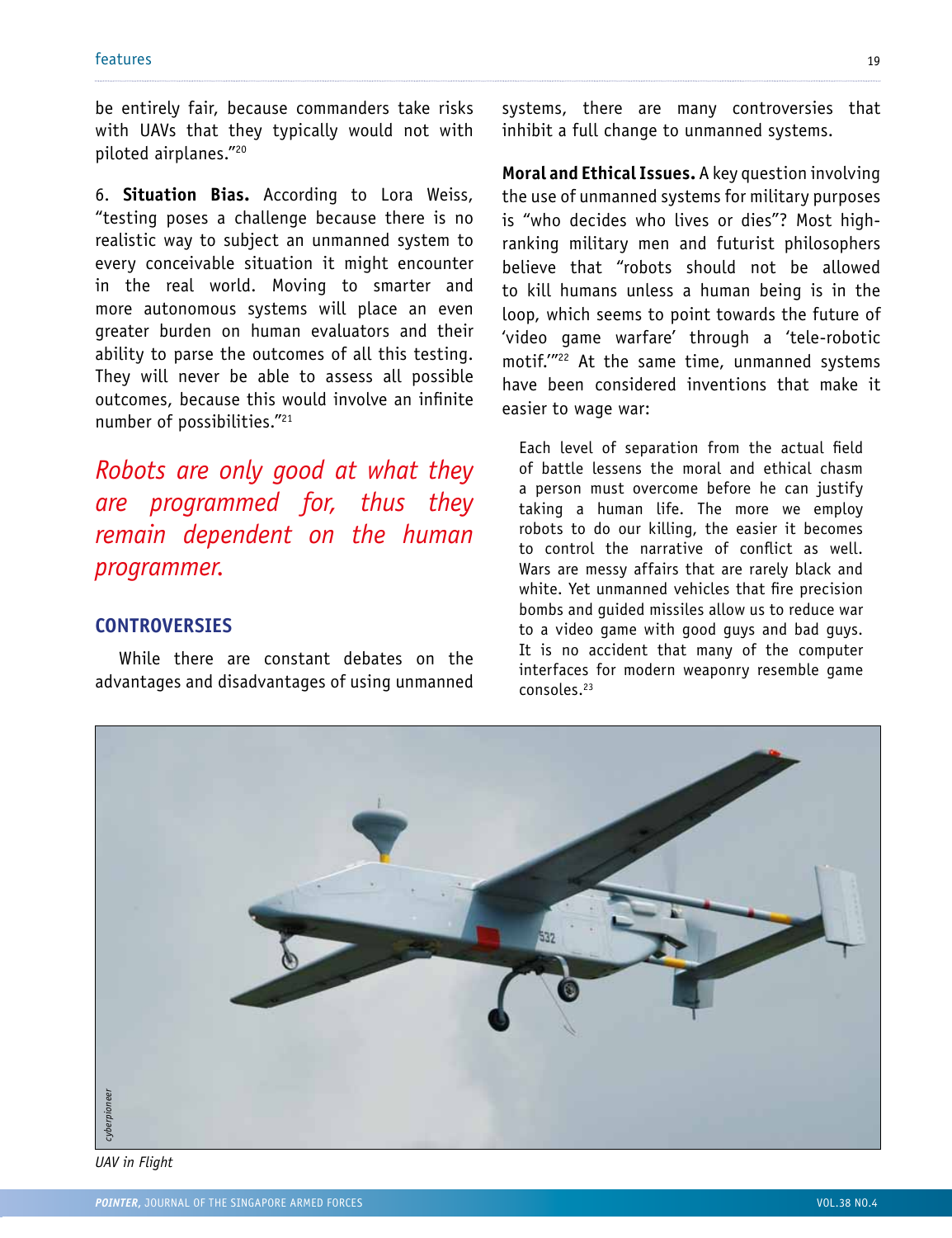be entirely fair, because commanders take risks with UAVs that they typically would not with piloted airplanes."[20]

6. **Situation Bias.** According to Lora Weiss, "testing poses a challenge because there is no realistic way to subject an unmanned system to every conceivable situation it might encounter in the real world. Moving to smarter and more autonomous systems will place an even greater burden on human evaluators and their ability to parse the outcomes of all this testing. They will never be able to assess all possible outcomes, because this would involve an infinite number of possibilities."[21]

*Robots are only good at what they are programmed for, thus they remain dependent on the human programmer.*

## CONTROVERSIES

While there are constant debates on the advantages and disadvantages of using unmanned systems, there are many controversies that inhibit a full change to unmanned systems.

**Moral and Ethical Issues.** A key question involving the use of unmanned systems for military purposes is "who decides who lives or dies"? Most high-ranking military men and futurist philosophers believe that "robots should not be allowed to kill humans unless a human being is in the loop, which seems to point towards the future of 'video game warfare' through a 'tele-robotic motif.'"[22] At the same time, unmanned systems have been considered inventions that make it easier to wage war:

> Each level of separation from the actual field of battle lessens the moral and ethical chasm a person must overcome before he can justify taking a human life. The more we employ robots to do our killing, the easier it becomes to control the narrative of conflict as well. Wars are messy affairs that are rarely black and white. Yet unmanned vehicles that fire precision bombs and guided missiles allow us to reduce war to a video game with good guys and bad guys. It is no accident that many of the computer interfaces for modern weaponry resemble game consoles.[23]

*UAV in Flight*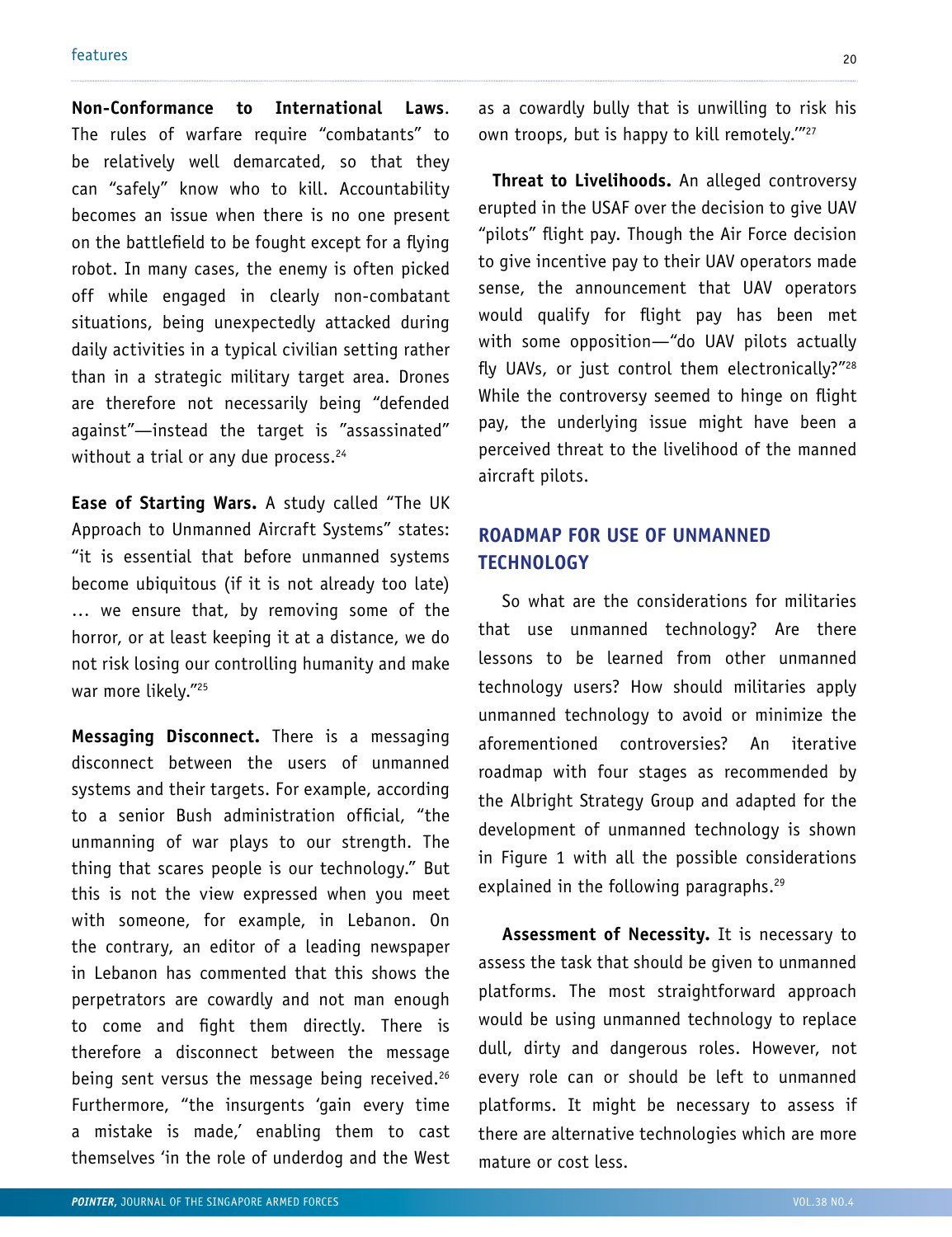**Non-Conformance to International Laws**. The rules of warfare require "combatants" to be relatively well demarcated, so that they can "safely" know who to kill. Accountability becomes an issue when there is no one present on the battlefield to be fought except for a flying robot. In many cases, the enemy is often picked off while engaged in clearly non-combatant situations, being unexpectedly attacked during daily activities in a typical civilian setting rather than in a strategic military target area. Drones are therefore not necessarily being "defended against"—instead the target is "assassinated" without a trial or any due process.[24]

**Ease of Starting Wars.** A study called "The UK Approach to Unmanned Aircraft Systems" states: "it is essential that before unmanned systems become ubiquitous (if it is not already too late) … we ensure that, by removing some of the horror, or at least keeping it at a distance, we do not risk losing our controlling humanity and make war more likely."[25]

**Messaging Disconnect.** There is a messaging disconnect between the users of unmanned systems and their targets. For example, according to a senior Bush administration official, "the unmanning of war plays to our strength. The thing that scares people is our technology." But this is not the view expressed when you meet with someone, for example, in Lebanon. On the contrary, an editor of a leading newspaper in Lebanon has commented that this shows the perpetrators are cowardly and not man enough to come and fight them directly. There is therefore a disconnect between the message being sent versus the message being received.[26] Furthermore, "the insurgents 'gain every time a mistake is made,' enabling them to cast themselves 'in the role of underdog and the West as a cowardly bully that is unwilling to risk his own troops, but is happy to kill remotely.'"[27]

**Threat to Livelihoods.** An alleged controversy erupted in the USAF over the decision to give UAV "pilots" flight pay. Though the Air Force decision to give incentive pay to their UAV operators made sense, the announcement that UAV operators would qualify for flight pay has been met with some opposition—"do UAV pilots actually fly UAVs, or just control them electronically?"[28] While the controversy seemed to hinge on flight pay, the underlying issue might have been a perceived threat to the livelihood of the manned aircraft pilots.

## ROADMAP FOR USE OF UNMANNED TECHNOLOGY

So what are the considerations for militaries that use unmanned technology? Are there lessons to be learned from other unmanned technology users? How should militaries apply unmanned technology to avoid or minimize the aforementioned controversies? An iterative roadmap with four stages as recommended by the Albright Strategy Group and adapted for the development of unmanned technology is shown in Figure 1 with all the possible considerations explained in the following paragraphs.[29]

**Assessment of Necessity.** It is necessary to assess the task that should be given to unmanned platforms. The most straightforward approach would be using unmanned technology to replace dull, dirty and dangerous roles. However, not every role can or should be left to unmanned platforms. It might be necessary to assess if there are alternative technologies which are more mature or cost less.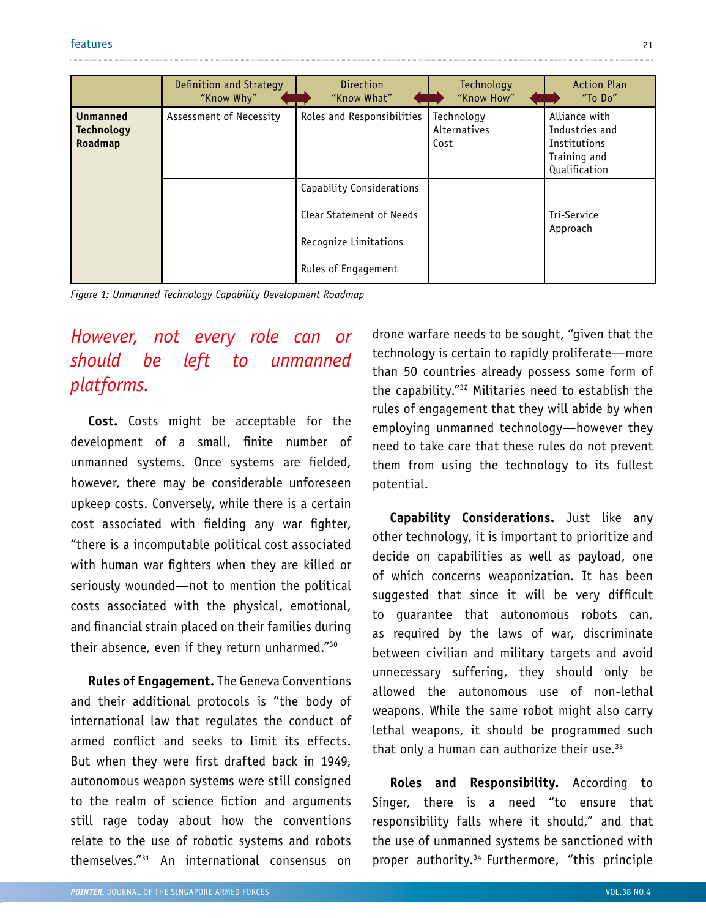| | Definition and Strategy "Know Why" | Direction "Know What" | Technology "Know How" | Action Plan "To Do" |
|---|---|---|---|---|
| **Unmanned Technology Roadmap** | Assessment of Necessity | Roles and Responsibilities | Technology Alternatives Cost | Alliance with Industries and Institutions Training and Qualification |
| | | Capability Considerations<br>Clear Statement of Needs<br>Recognize Limitations<br>Rules of Engagement | | Tri-Service Approach |

*Figure 1: Unmanned Technology Capability Development Roadmap*

*However, not every role can or should be left to unmanned platforms.*

**Cost.** Costs might be acceptable for the development of a small, finite number of unmanned systems. Once systems are fielded, however, there may be considerable unforeseen upkeep costs. Conversely, while there is a certain cost associated with fielding any war fighter, "there is a incomputable political cost associated with human war fighters when they are killed or seriously wounded—not to mention the political costs associated with the physical, emotional, and financial strain placed on their families during their absence, even if they return unharmed."[30]

**Rules of Engagement.** The Geneva Conventions and their additional protocols is "the body of international law that regulates the conduct of armed conflict and seeks to limit its effects. But when they were first drafted back in 1949, autonomous weapon systems were still consigned to the realm of science fiction and arguments still rage today about how the conventions relate to the use of robotic systems and robots themselves."[31] An international consensus on drone warfare needs to be sought, "given that the technology is certain to rapidly proliferate—more than 50 countries already possess some form of the capability."[32] Militaries need to establish the rules of engagement that they will abide by when employing unmanned technology—however they need to take care that these rules do not prevent them from using the technology to its fullest potential.

**Capability Considerations.** Just like any other technology, it is important to prioritize and decide on capabilities as well as payload, one of which concerns weaponization. It has been suggested that since it will be very difficult to guarantee that autonomous robots can, as required by the laws of war, discriminate between civilian and military targets and avoid unnecessary suffering, they should only be allowed the autonomous use of non-lethal weapons. While the same robot might also carry lethal weapons, it should be programmed such that only a human can authorize their use.[33]

**Roles and Responsibility.** According to Singer, there is a need "to ensure that responsibility falls where it should," and that the use of unmanned systems be sanctioned with proper authority.[34] Furthermore, "this principle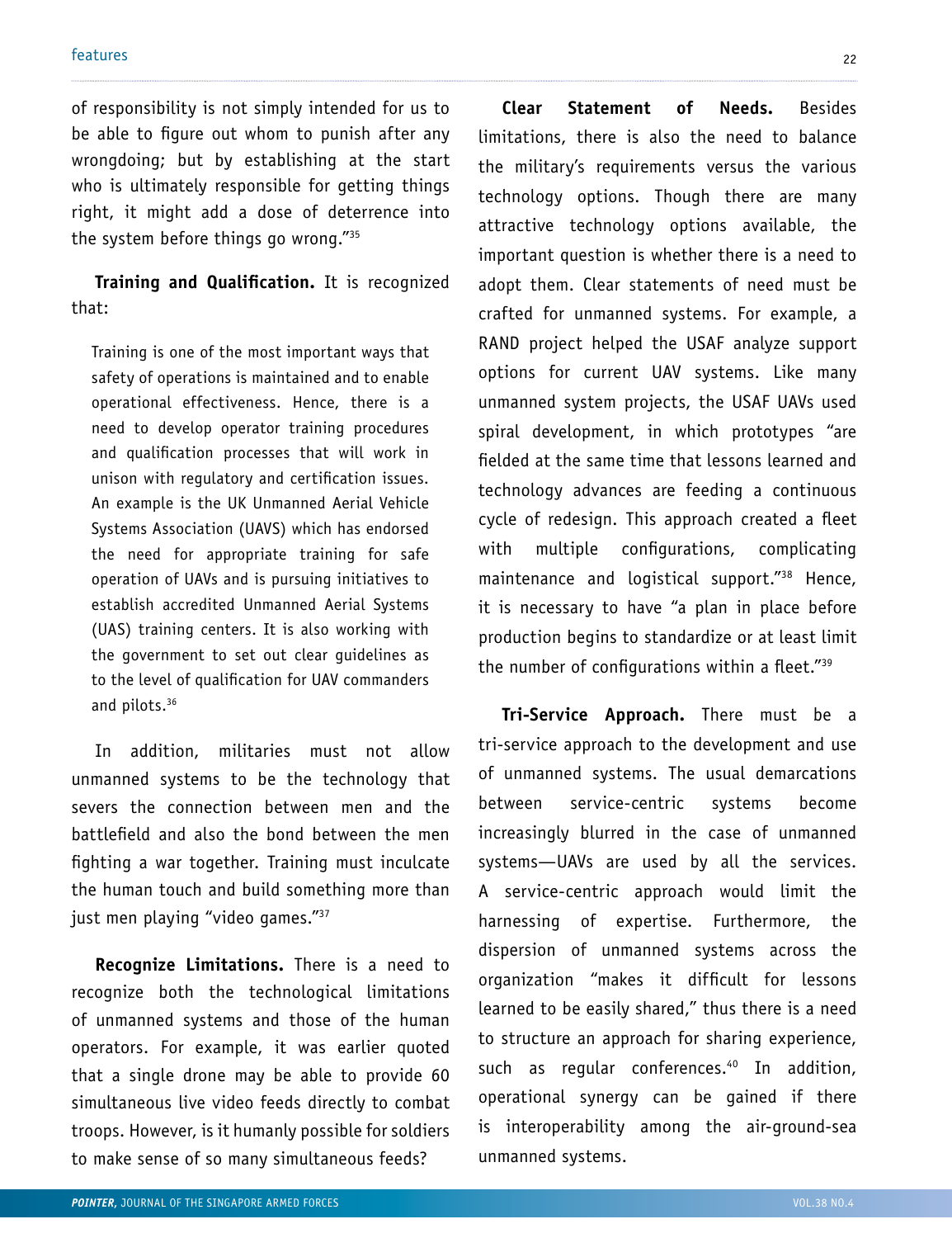of responsibility is not simply intended for us to be able to figure out whom to punish after any wrongdoing; but by establishing at the start who is ultimately responsible for getting things right, it might add a dose of deterrence into the system before things go wrong."[35]

**Training and Qualification.** It is recognized that:

> Training is one of the most important ways that safety of operations is maintained and to enable operational effectiveness. Hence, there is a need to develop operator training procedures and qualification processes that will work in unison with regulatory and certification issues. An example is the UK Unmanned Aerial Vehicle Systems Association (UAVS) which has endorsed the need for appropriate training for safe operation of UAVs and is pursuing initiatives to establish accredited Unmanned Aerial Systems (UAS) training centers. It is also working with the government to set out clear guidelines as to the level of qualification for UAV commanders and pilots.[36]

In addition, militaries must not allow unmanned systems to be the technology that severs the connection between men and the battlefield and also the bond between the men fighting a war together. Training must inculcate the human touch and build something more than just men playing "video games."[37]

**Recognize Limitations.** There is a need to recognize both the technological limitations of unmanned systems and those of the human operators. For example, it was earlier quoted that a single drone may be able to provide 60 simultaneous live video feeds directly to combat troops. However, is it humanly possible for soldiers to make sense of so many simultaneous feeds?

**Clear Statement of Needs.** Besides limitations, there is also the need to balance the military's requirements versus the various technology options. Though there are many attractive technology options available, the important question is whether there is a need to adopt them. Clear statements of need must be crafted for unmanned systems. For example, a RAND project helped the USAF analyze support options for current UAV systems. Like many unmanned system projects, the USAF UAVs used spiral development, in which prototypes "are fielded at the same time that lessons learned and technology advances are feeding a continuous cycle of redesign. This approach created a fleet with multiple configurations, complicating maintenance and logistical support."[38] Hence, it is necessary to have "a plan in place before production begins to standardize or at least limit the number of configurations within a fleet."[39]

**Tri-Service Approach.** There must be a tri-service approach to the development and use of unmanned systems. The usual demarcations between service-centric systems become increasingly blurred in the case of unmanned systems—UAVs are used by all the services. A service-centric approach would limit the harnessing of expertise. Furthermore, the dispersion of unmanned systems across the organization "makes it difficult for lessons learned to be easily shared," thus there is a need to structure an approach for sharing experience, such as regular conferences.[40] In addition, operational synergy can be gained if there is interoperability among the air-ground-sea unmanned systems.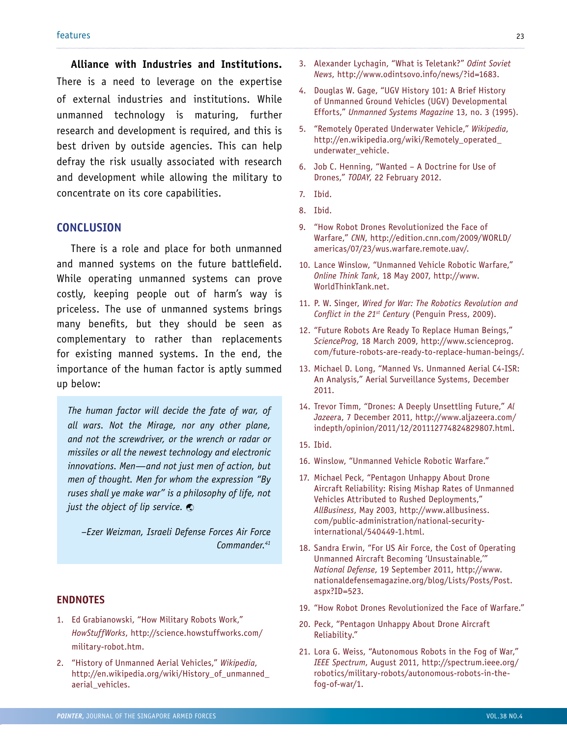**Alliance with Industries and Institutions.** There is a need to leverage on the expertise of external industries and institutions. While unmanned technology is maturing, further research and development is required, and this is best driven by outside agencies. This can help defray the risk usually associated with research and development while allowing the military to concentrate on its core capabilities.

## CONCLUSION

There is a role and place for both unmanned and manned systems on the future battlefield. While operating unmanned systems can prove costly, keeping people out of harm's way is priceless. The use of unmanned systems brings many benefits, but they should be seen as complementary to rather than replacements for existing manned systems. In the end, the importance of the human factor is aptly summed up below:

> *The human factor will decide the fate of war, of all wars. Not the Mirage, nor any other plane, and not the screwdriver, or the wrench or radar or missiles or all the newest technology and electronic innovations. Men—and not just men of action, but men of thought. Men for whom the expression "By ruses shall ye make war" is a philosophy of life, not just the object of lip service.*
>
> *–Ezer Weizman, Israeli Defense Forces Air Force Commander.*[41]

## ENDNOTES

1. Ed Grabianowski, "How Military Robots Work," *HowStuffWorks*, http://science.howstuffworks.com/military-robot.htm.
2. "History of Unmanned Aerial Vehicles," *Wikipedia*, http://en.wikipedia.org/wiki/History_of_unmanned_aerial_vehicles.
3. Alexander Lychagin, "What is Teletank?" *Odint Soviet News*, http://www.odintsovo.info/news/?id=1683.
4. Douglas W. Gage, "UGV History 101: A Brief History of Unmanned Ground Vehicles (UGV) Developmental Efforts," *Unmanned Systems Magazine* 13, no. 3 (1995).
5. "Remotely Operated Underwater Vehicle," *Wikipedia*, http://en.wikipedia.org/wiki/Remotely_operated_underwater_vehicle.
6. Job C. Henning, "Wanted – A Doctrine for Use of Drones," *TODAY,* 22 February 2012.
7. Ibid.
8. Ibid.
9. "How Robot Drones Revolutionized the Face of Warfare," *CNN*, http://edition.cnn.com/2009/WORLD/americas/07/23/wus.warfare.remote.uav/.
10. Lance Winslow, "Unmanned Vehicle Robotic Warfare," *Online Think Tank*, 18 May 2007, http://www.WorldThinkTank.net.
11. P. W. Singer, *Wired for War: The Robotics Revolution and Conflict in the 21st Century* (Penguin Press, 2009).
12. "Future Robots Are Ready To Replace Human Beings," *ScienceProg*, 18 March 2009, http://www.scienceprog.com/future-robots-are-ready-to-replace-human-beings/.
13. Michael D. Long, "Manned Vs. Unmanned Aerial C4-ISR: An Analysis," Aerial Surveillance Systems, December 2011.
14. Trevor Timm, "Drones: A Deeply Unsettling Future," *Al Jazeera*, 7 December 2011, http://www.aljazeera.com/indepth/opinion/2011/12/201112774824829807.html.
15. Ibid.
16. Winslow, "Unmanned Vehicle Robotic Warfare."
17. Michael Peck, "Pentagon Unhappy About Drone Aircraft Reliability: Rising Mishap Rates of Unmanned Vehicles Attributed to Rushed Deployments," *AllBusiness*, May 2003, http://www.allbusiness.com/public-administration/national-security-international/540449-1.html.
18. Sandra Erwin, "For US Air Force, the Cost of Operating Unmanned Aircraft Becoming 'Unsustainable,'" *National Defense*, 19 September 2011, http://www.nationaldefensemagazine.org/blog/Lists/Posts/Post.aspx?ID=523.
19. "How Robot Drones Revolutionized the Face of Warfare."
20. Peck, "Pentagon Unhappy About Drone Aircraft Reliability."
21. Lora G. Weiss, "Autonomous Robots in the Fog of War," *IEEE Spectrum*, August 2011, http://spectrum.ieee.org/robotics/military-robots/autonomous-robots-in-the-fog-of-war/1.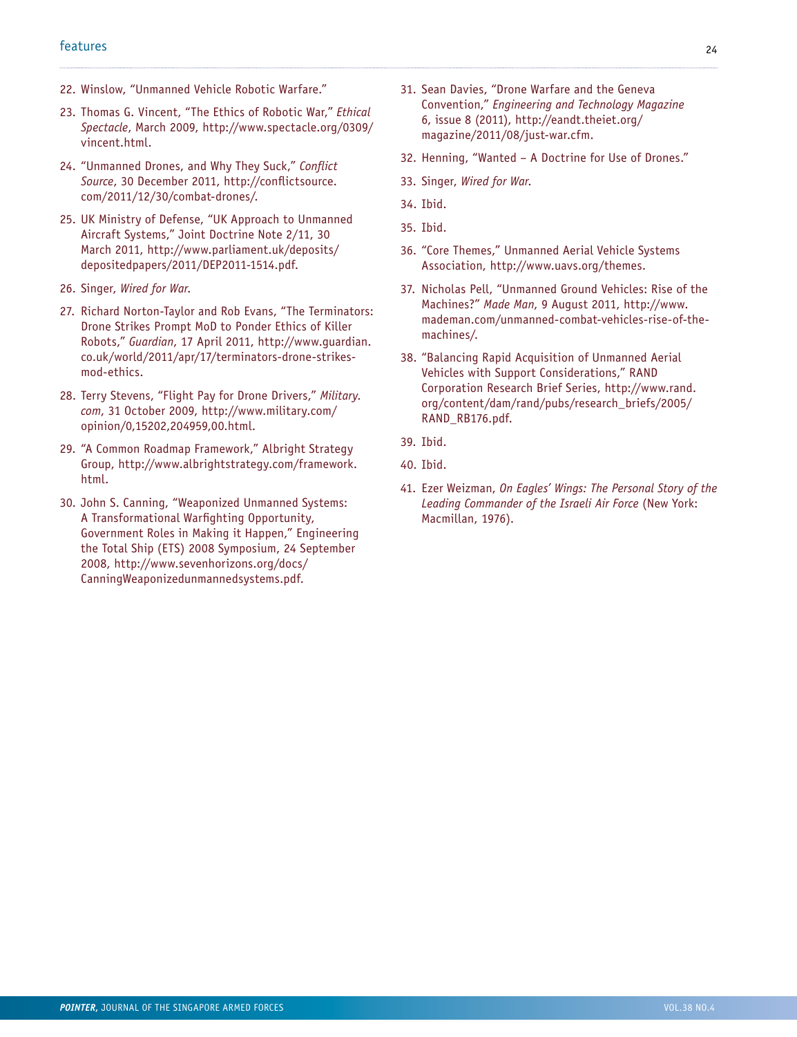22. Winslow, "Unmanned Vehicle Robotic Warfare."

23. Thomas G. Vincent, "The Ethics of Robotic War," *Ethical Spectacle*, March 2009, http://www.spectacle.org/0309/vincent.html.

24. "Unmanned Drones, and Why They Suck," *Conflict Source*, 30 December 2011, http://conflictsource.com/2011/12/30/combat-drones/.

25. UK Ministry of Defense, "UK Approach to Unmanned Aircraft Systems," Joint Doctrine Note 2/11, 30 March 2011, http://www.parliament.uk/deposits/depositedpapers/2011/DEP2011-1514.pdf.

26. Singer, *Wired for War*.

27. Richard Norton-Taylor and Rob Evans, "The Terminators: Drone Strikes Prompt MoD to Ponder Ethics of Killer Robots," *Guardian*, 17 April 2011, http://www.guardian.co.uk/world/2011/apr/17/terminators-drone-strikes-mod-ethics.

28. Terry Stevens, "Flight Pay for Drone Drivers," *Military.com*, 31 October 2009, http://www.military.com/opinion/0,15202,204959,00.html.

29. "A Common Roadmap Framework," Albright Strategy Group, http://www.albrightstrategy.com/framework.html.

30. John S. Canning, "Weaponized Unmanned Systems: A Transformational Warfighting Opportunity, Government Roles in Making it Happen," Engineering the Total Ship (ETS) 2008 Symposium, 24 September 2008, http://www.sevenhorizons.org/docs/CanningWeaponizedunmannedsystems.pdf.

31. Sean Davies, "Drone Warfare and the Geneva Convention," *Engineering and Technology Magazine* 6, issue 8 (2011), http://eandt.theiet.org/magazine/2011/08/just-war.cfm.

32. Henning, "Wanted – A Doctrine for Use of Drones."

33. Singer, *Wired for War*.

34. Ibid.

35. Ibid.

36. "Core Themes," Unmanned Aerial Vehicle Systems Association, http://www.uavs.org/themes.

37. Nicholas Pell, "Unmanned Ground Vehicles: Rise of the Machines?" *Made Man*, 9 August 2011, http://www.mademan.com/unmanned-combat-vehicles-rise-of-the-machines/.

38. "Balancing Rapid Acquisition of Unmanned Aerial Vehicles with Support Considerations," RAND Corporation Research Brief Series, http://www.rand.org/content/dam/rand/pubs/research_briefs/2005/RAND_RB176.pdf.

39. Ibid.

40. Ibid.

41. Ezer Weizman, *On Eagles' Wings: The Personal Story of the Leading Commander of the Israeli Air Force* (New York: Macmillan, 1976).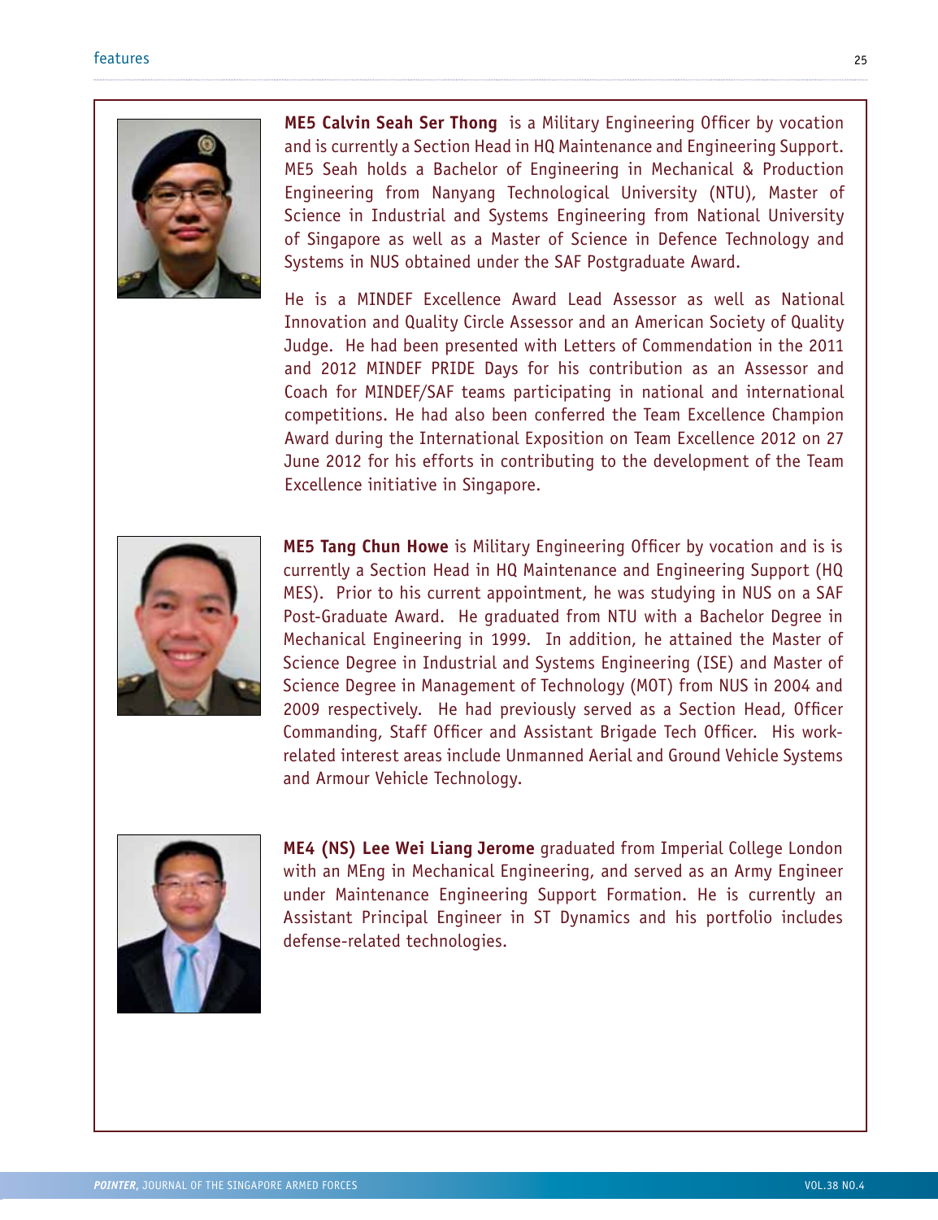**ME5 Calvin Seah Ser Thong** is a Military Engineering Officer by vocation and is currently a Section Head in HQ Maintenance and Engineering Support. ME5 Seah holds a Bachelor of Engineering in Mechanical & Production Engineering from Nanyang Technological University (NTU), Master of Science in Industrial and Systems Engineering from National University of Singapore as well as a Master of Science in Defence Technology and Systems in NUS obtained under the SAF Postgraduate Award.

He is a MINDEF Excellence Award Lead Assessor as well as National Innovation and Quality Circle Assessor and an American Society of Quality Judge. He had been presented with Letters of Commendation in the 2011 and 2012 MINDEF PRIDE Days for his contribution as an Assessor and Coach for MINDEF/SAF teams participating in national and international competitions. He had also been conferred the Team Excellence Champion Award during the International Exposition on Team Excellence 2012 on 27 June 2012 for his efforts in contributing to the development of the Team Excellence initiative in Singapore.

**ME5 Tang Chun Howe** is Military Engineering Officer by vocation and is is currently a Section Head in HQ Maintenance and Engineering Support (HQ MES). Prior to his current appointment, he was studying in NUS on a SAF Post-Graduate Award. He graduated from NTU with a Bachelor Degree in Mechanical Engineering in 1999. In addition, he attained the Master of Science Degree in Industrial and Systems Engineering (ISE) and Master of Science Degree in Management of Technology (MOT) from NUS in 2004 and 2009 respectively. He had previously served as a Section Head, Officer Commanding, Staff Officer and Assistant Brigade Tech Officer. His work-related interest areas include Unmanned Aerial and Ground Vehicle Systems and Armour Vehicle Technology.

**ME4 (NS) Lee Wei Liang Jerome** graduated from Imperial College London with an MEng in Mechanical Engineering, and served as an Army Engineer under Maintenance Engineering Support Formation. He is currently an Assistant Principal Engineer in ST Dynamics and his portfolio includes defense-related technologies.